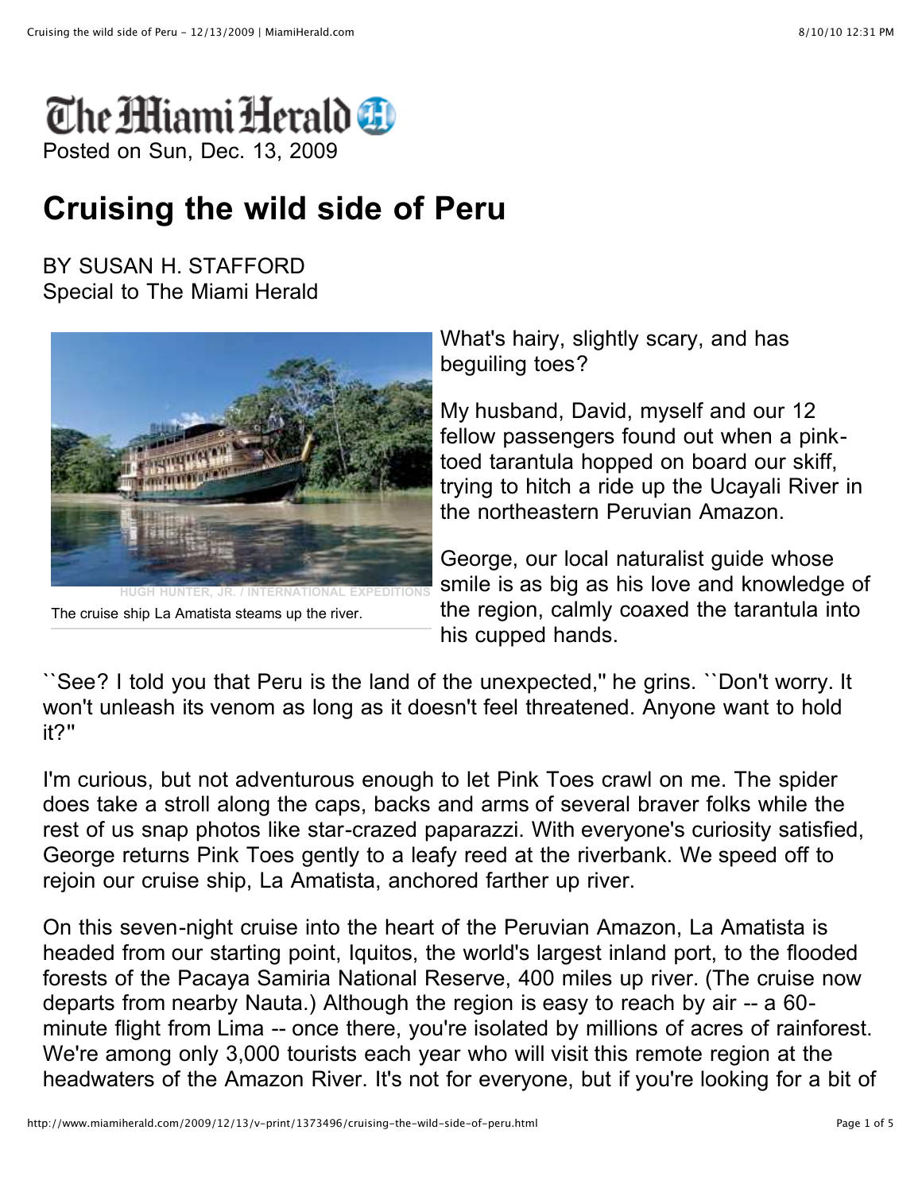# The Miami Herald

Posted on Sun, Dec. 13, 2009

## Cruising the wild side of Peru

BY SUSAN H. STAFFORD
Special to The Miami Herald

HUGH HUNTER, JR. / INTERNATIONAL EXPEDITIONS

The cruise ship La Amatista steams up the river.

What's hairy, slightly scary, and has beguiling toes?

My husband, David, myself and our 12 fellow passengers found out when a pink-toed tarantula hopped on board our skiff, trying to hitch a ride up the Ucayali River in the northeastern Peruvian Amazon.

George, our local naturalist guide whose smile is as big as his love and knowledge of the region, calmly coaxed the tarantula into his cupped hands.

``See? I told you that Peru is the land of the unexpected,'' he grins. ``Don't worry. It won't unleash its venom as long as it doesn't feel threatened. Anyone want to hold it?''

I'm curious, but not adventurous enough to let Pink Toes crawl on me. The spider does take a stroll along the caps, backs and arms of several braver folks while the rest of us snap photos like star-crazed paparazzi. With everyone's curiosity satisfied, George returns Pink Toes gently to a leafy reed at the riverbank. We speed off to rejoin our cruise ship, La Amatista, anchored farther up river.

On this seven-night cruise into the heart of the Peruvian Amazon, La Amatista is headed from our starting point, Iquitos, the world's largest inland port, to the flooded forests of the Pacaya Samiria National Reserve, 400 miles up river. (The cruise now departs from nearby Nauta.) Although the region is easy to reach by air -- a 60-minute flight from Lima -- once there, you're isolated by millions of acres of rainforest. We're among only 3,000 tourists each year who will visit this remote region at the headwaters of the Amazon River. It's not for everyone, but if you're looking for a bit of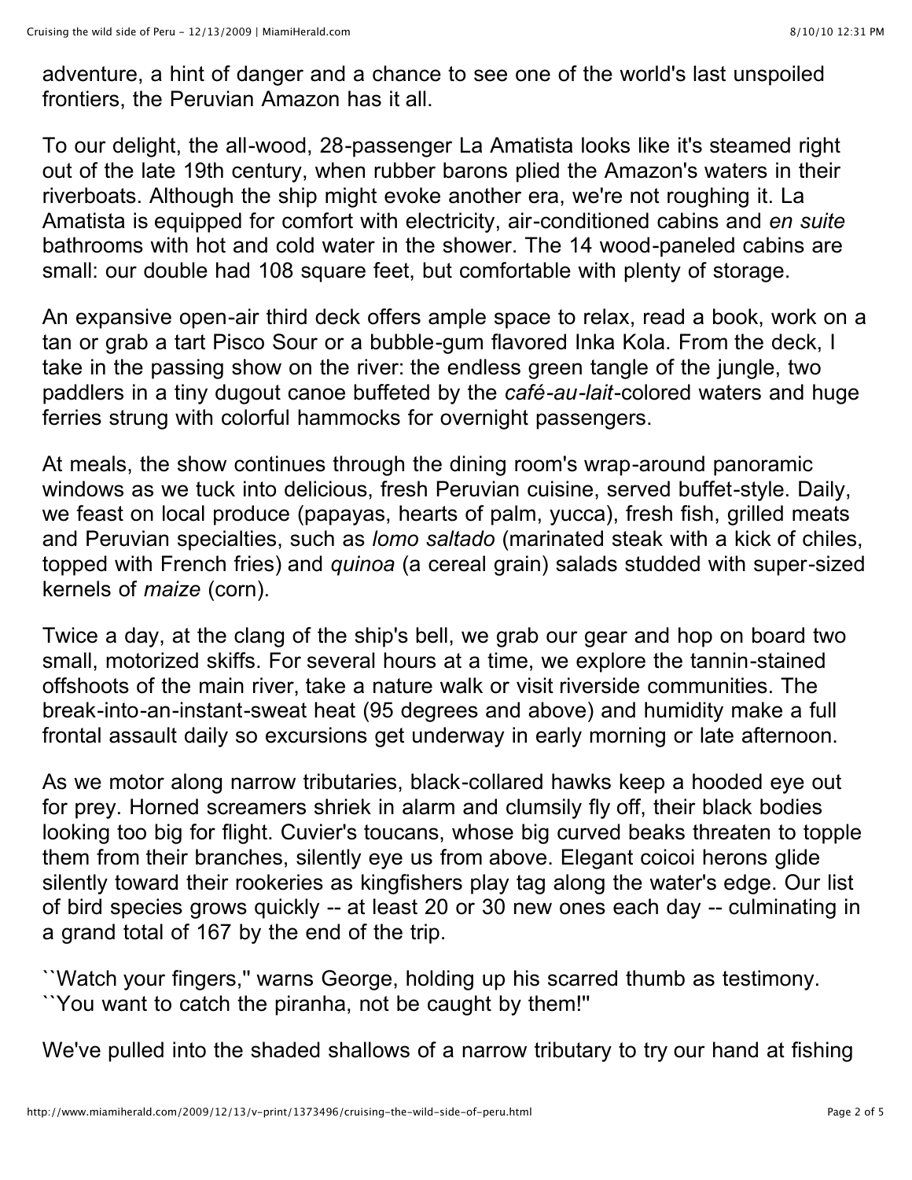adventure, a hint of danger and a chance to see one of the world's last unspoiled frontiers, the Peruvian Amazon has it all.

To our delight, the all-wood, 28-passenger La Amatista looks like it's steamed right out of the late 19th century, when rubber barons plied the Amazon's waters in their riverboats. Although the ship might evoke another era, we're not roughing it. La Amatista is equipped for comfort with electricity, air-conditioned cabins and *en suite* bathrooms with hot and cold water in the shower. The 14 wood-paneled cabins are small: our double had 108 square feet, but comfortable with plenty of storage.

An expansive open-air third deck offers ample space to relax, read a book, work on a tan or grab a tart Pisco Sour or a bubble-gum flavored Inka Kola. From the deck, I take in the passing show on the river: the endless green tangle of the jungle, two paddlers in a tiny dugout canoe buffeted by the *café-au-lait*-colored waters and huge ferries strung with colorful hammocks for overnight passengers.

At meals, the show continues through the dining room's wrap-around panoramic windows as we tuck into delicious, fresh Peruvian cuisine, served buffet-style. Daily, we feast on local produce (papayas, hearts of palm, yucca), fresh fish, grilled meats and Peruvian specialties, such as *lomo saltado* (marinated steak with a kick of chiles, topped with French fries) and *quinoa* (a cereal grain) salads studded with super-sized kernels of *maize* (corn).

Twice a day, at the clang of the ship's bell, we grab our gear and hop on board two small, motorized skiffs. For several hours at a time, we explore the tannin-stained offshoots of the main river, take a nature walk or visit riverside communities. The break-into-an-instant-sweat heat (95 degrees and above) and humidity make a full frontal assault daily so excursions get underway in early morning or late afternoon.

As we motor along narrow tributaries, black-collared hawks keep a hooded eye out for prey. Horned screamers shriek in alarm and clumsily fly off, their black bodies looking too big for flight. Cuvier's toucans, whose big curved beaks threaten to topple them from their branches, silently eye us from above. Elegant coicoi herons glide silently toward their rookeries as kingfishers play tag along the water's edge. Our list of bird species grows quickly -- at least 20 or 30 new ones each day -- culminating in a grand total of 167 by the end of the trip.

``Watch your fingers,'' warns George, holding up his scarred thumb as testimony. ``You want to catch the piranha, not be caught by them!''

We've pulled into the shaded shallows of a narrow tributary to try our hand at fishing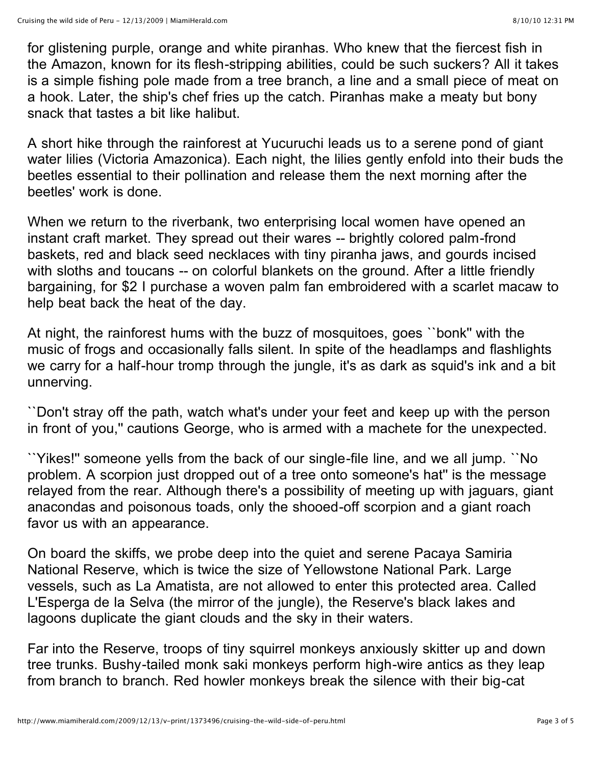for glistening purple, orange and white piranhas. Who knew that the fiercest fish in the Amazon, known for its flesh-stripping abilities, could be such suckers? All it takes is a simple fishing pole made from a tree branch, a line and a small piece of meat on a hook. Later, the ship's chef fries up the catch. Piranhas make a meaty but bony snack that tastes a bit like halibut.

A short hike through the rainforest at Yucuruchi leads us to a serene pond of giant water lilies (Victoria Amazonica). Each night, the lilies gently enfold into their buds the beetles essential to their pollination and release them the next morning after the beetles' work is done.

When we return to the riverbank, two enterprising local women have opened an instant craft market. They spread out their wares -- brightly colored palm-frond baskets, red and black seed necklaces with tiny piranha jaws, and gourds incised with sloths and toucans -- on colorful blankets on the ground. After a little friendly bargaining, for $2 I purchase a woven palm fan embroidered with a scarlet macaw to help beat back the heat of the day.

At night, the rainforest hums with the buzz of mosquitoes, goes ``bonk'' with the music of frogs and occasionally falls silent. In spite of the headlamps and flashlights we carry for a half-hour tromp through the jungle, it's as dark as squid's ink and a bit unnerving.

``Don't stray off the path, watch what's under your feet and keep up with the person in front of you,'' cautions George, who is armed with a machete for the unexpected.

``Yikes!'' someone yells from the back of our single-file line, and we all jump. ``No problem. A scorpion just dropped out of a tree onto someone's hat'' is the message relayed from the rear. Although there's a possibility of meeting up with jaguars, giant anacondas and poisonous toads, only the shooed-off scorpion and a giant roach favor us with an appearance.

On board the skiffs, we probe deep into the quiet and serene Pacaya Samiria National Reserve, which is twice the size of Yellowstone National Park. Large vessels, such as La Amatista, are not allowed to enter this protected area. Called L'Esperga de la Selva (the mirror of the jungle), the Reserve's black lakes and lagoons duplicate the giant clouds and the sky in their waters.

Far into the Reserve, troops of tiny squirrel monkeys anxiously skitter up and down tree trunks. Bushy-tailed monk saki monkeys perform high-wire antics as they leap from branch to branch. Red howler monkeys break the silence with their big-cat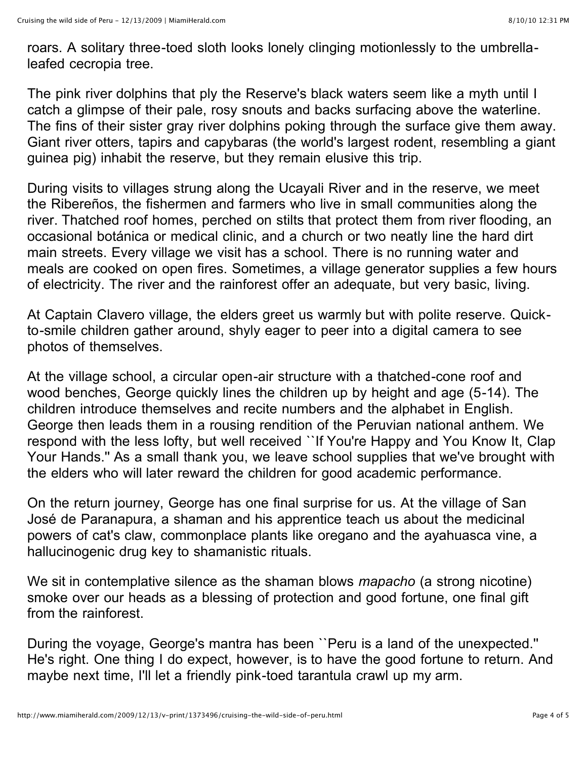roars. A solitary three-toed sloth looks lonely clinging motionlessly to the umbrella-leafed cecropia tree.

The pink river dolphins that ply the Reserve's black waters seem like a myth until I catch a glimpse of their pale, rosy snouts and backs surfacing above the waterline. The fins of their sister gray river dolphins poking through the surface give them away. Giant river otters, tapirs and capybaras (the world's largest rodent, resembling a giant guinea pig) inhabit the reserve, but they remain elusive this trip.

During visits to villages strung along the Ucayali River and in the reserve, we meet the Ribereños, the fishermen and farmers who live in small communities along the river. Thatched roof homes, perched on stilts that protect them from river flooding, an occasional botánica or medical clinic, and a church or two neatly line the hard dirt main streets. Every village we visit has a school. There is no running water and meals are cooked on open fires. Sometimes, a village generator supplies a few hours of electricity. The river and the rainforest offer an adequate, but very basic, living.

At Captain Clavero village, the elders greet us warmly but with polite reserve. Quick-to-smile children gather around, shyly eager to peer into a digital camera to see photos of themselves.

At the village school, a circular open-air structure with a thatched-cone roof and wood benches, George quickly lines the children up by height and age (5-14). The children introduce themselves and recite numbers and the alphabet in English. George then leads them in a rousing rendition of the Peruvian national anthem. We respond with the less lofty, but well received ``If You're Happy and You Know It, Clap Your Hands.'' As a small thank you, we leave school supplies that we've brought with the elders who will later reward the children for good academic performance.

On the return journey, George has one final surprise for us. At the village of San José de Paranapura, a shaman and his apprentice teach us about the medicinal powers of cat's claw, commonplace plants like oregano and the ayahuasca vine, a hallucinogenic drug key to shamanistic rituals.

We sit in contemplative silence as the shaman blows *mapacho* (a strong nicotine) smoke over our heads as a blessing of protection and good fortune, one final gift from the rainforest.

During the voyage, George's mantra has been ``Peru is a land of the unexpected.'' He's right. One thing I do expect, however, is to have the good fortune to return. And maybe next time, I'll let a friendly pink-toed tarantula crawl up my arm.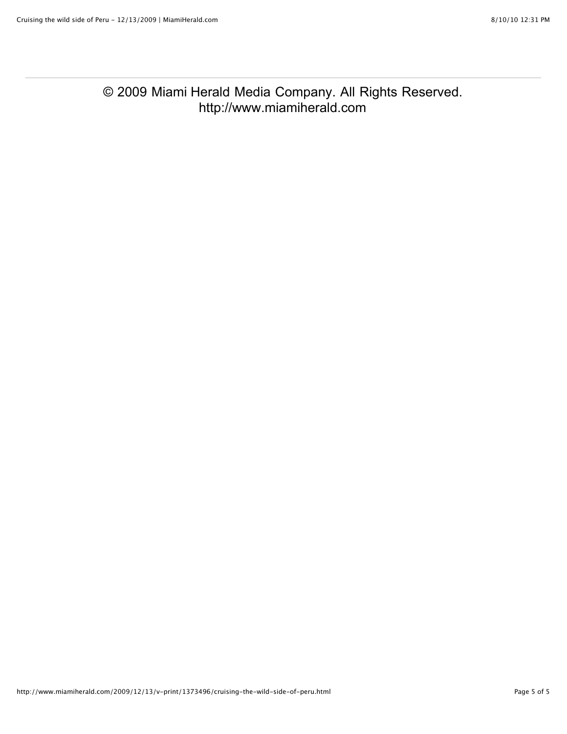© 2009 Miami Herald Media Company. All Rights Reserved.
http://www.miamiherald.com